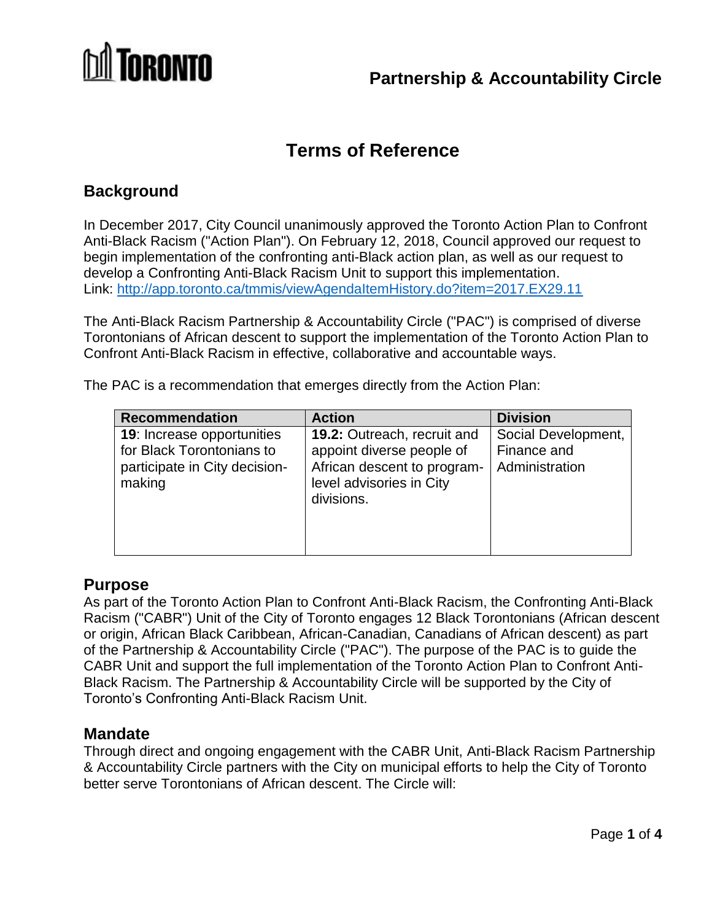Partnership & Accountability Circle

# Terms of Reference

## Background

In December 2017, City Council unanimously approved the Toronto Action Plan to Confront Anti-Black Racism ("Action Plan"). On February 12, 2018, Council approved our request to begin implementation of the confronting anti-Black action plan, as well as our request to develop a Confronting Anti-Black Racism Unit to support this implementation.
Link: [http://app.toronto.ca/tmmis/viewAgendaItemHistory.do?item=2017.EX29.11](http://app.toronto.ca/tmmis/viewAgendaItemHistory.do?item=2017.EX29.11)

The Anti-Black Racism Partnership & Accountability Circle ("PAC") is comprised of diverse Torontonians of African descent to support the implementation of the Toronto Action Plan to Confront Anti-Black Racism in effective, collaborative and accountable ways.

The PAC is a recommendation that emerges directly from the Action Plan:

| Recommendation | Action | Division |
|---|---|---|
| **19**: Increase opportunities for Black Torontonians to participate in City decision-making | **19.2:** Outreach, recruit and appoint diverse people of African descent to program-level advisories in City divisions. | Social Development, Finance and Administration |

## Purpose

As part of the Toronto Action Plan to Confront Anti-Black Racism, the Confronting Anti-Black Racism ("CABR") Unit of the City of Toronto engages 12 Black Torontonians (African descent or origin, African Black Caribbean, African-Canadian, Canadians of African descent) as part of the Partnership & Accountability Circle ("PAC"). The purpose of the PAC is to guide the CABR Unit and support the full implementation of the Toronto Action Plan to Confront Anti-Black Racism. The Partnership & Accountability Circle will be supported by the City of Toronto's Confronting Anti-Black Racism Unit.

## Mandate

Through direct and ongoing engagement with the CABR Unit, Anti-Black Racism Partnership & Accountability Circle partners with the City on municipal efforts to help the City of Toronto better serve Torontonians of African descent. The Circle will: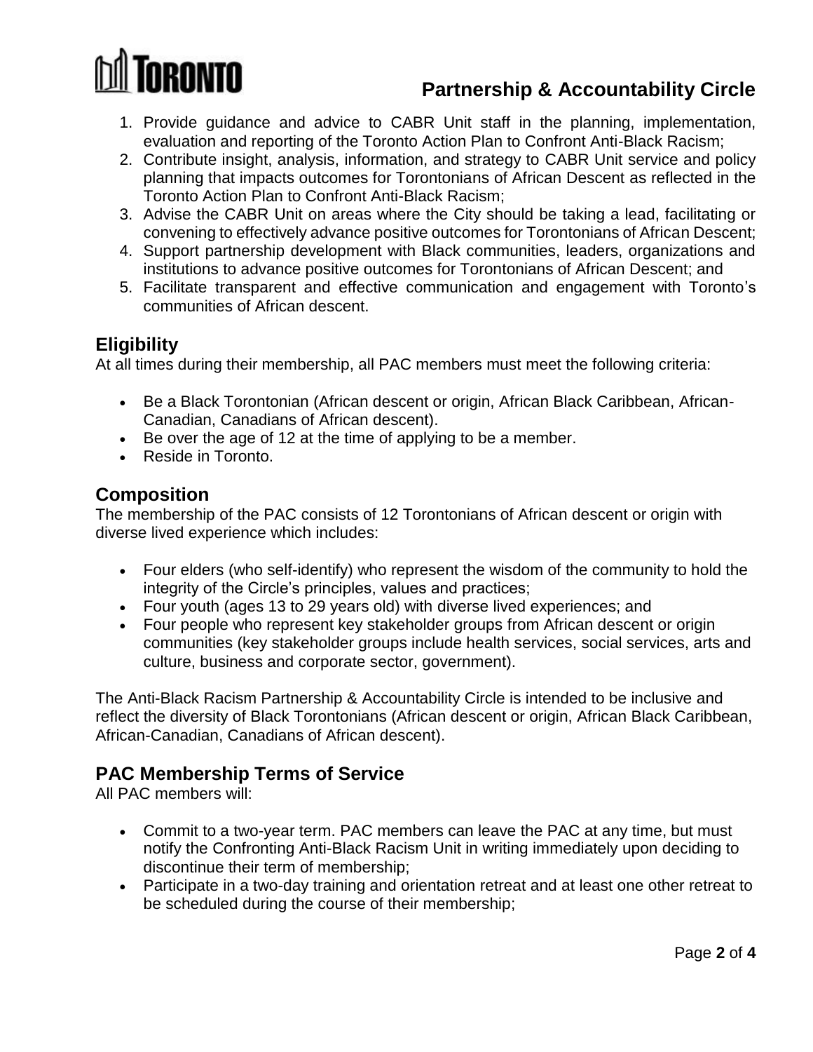1. Provide guidance and advice to CABR Unit staff in the planning, implementation, evaluation and reporting of the Toronto Action Plan to Confront Anti-Black Racism;
2. Contribute insight, analysis, information, and strategy to CABR Unit service and policy planning that impacts outcomes for Torontonians of African Descent as reflected in the Toronto Action Plan to Confront Anti-Black Racism;
3. Advise the CABR Unit on areas where the City should be taking a lead, facilitating or convening to effectively advance positive outcomes for Torontonians of African Descent;
4. Support partnership development with Black communities, leaders, organizations and institutions to advance positive outcomes for Torontonians of African Descent; and
5. Facilitate transparent and effective communication and engagement with Toronto's communities of African descent.

## Eligibility

At all times during their membership, all PAC members must meet the following criteria:

- Be a Black Torontonian (African descent or origin, African Black Caribbean, African-Canadian, Canadians of African descent).
- Be over the age of 12 at the time of applying to be a member.
- Reside in Toronto.

## Composition

The membership of the PAC consists of 12 Torontonians of African descent or origin with diverse lived experience which includes:

- Four elders (who self-identify) who represent the wisdom of the community to hold the integrity of the Circle's principles, values and practices;
- Four youth (ages 13 to 29 years old) with diverse lived experiences; and
- Four people who represent key stakeholder groups from African descent or origin communities (key stakeholder groups include health services, social services, arts and culture, business and corporate sector, government).

The Anti-Black Racism Partnership & Accountability Circle is intended to be inclusive and reflect the diversity of Black Torontonians (African descent or origin, African Black Caribbean, African-Canadian, Canadians of African descent).

## PAC Membership Terms of Service

All PAC members will:

- Commit to a two-year term. PAC members can leave the PAC at any time, but must notify the Confronting Anti-Black Racism Unit in writing immediately upon deciding to discontinue their term of membership;
- Participate in a two-day training and orientation retreat and at least one other retreat to be scheduled during the course of their membership;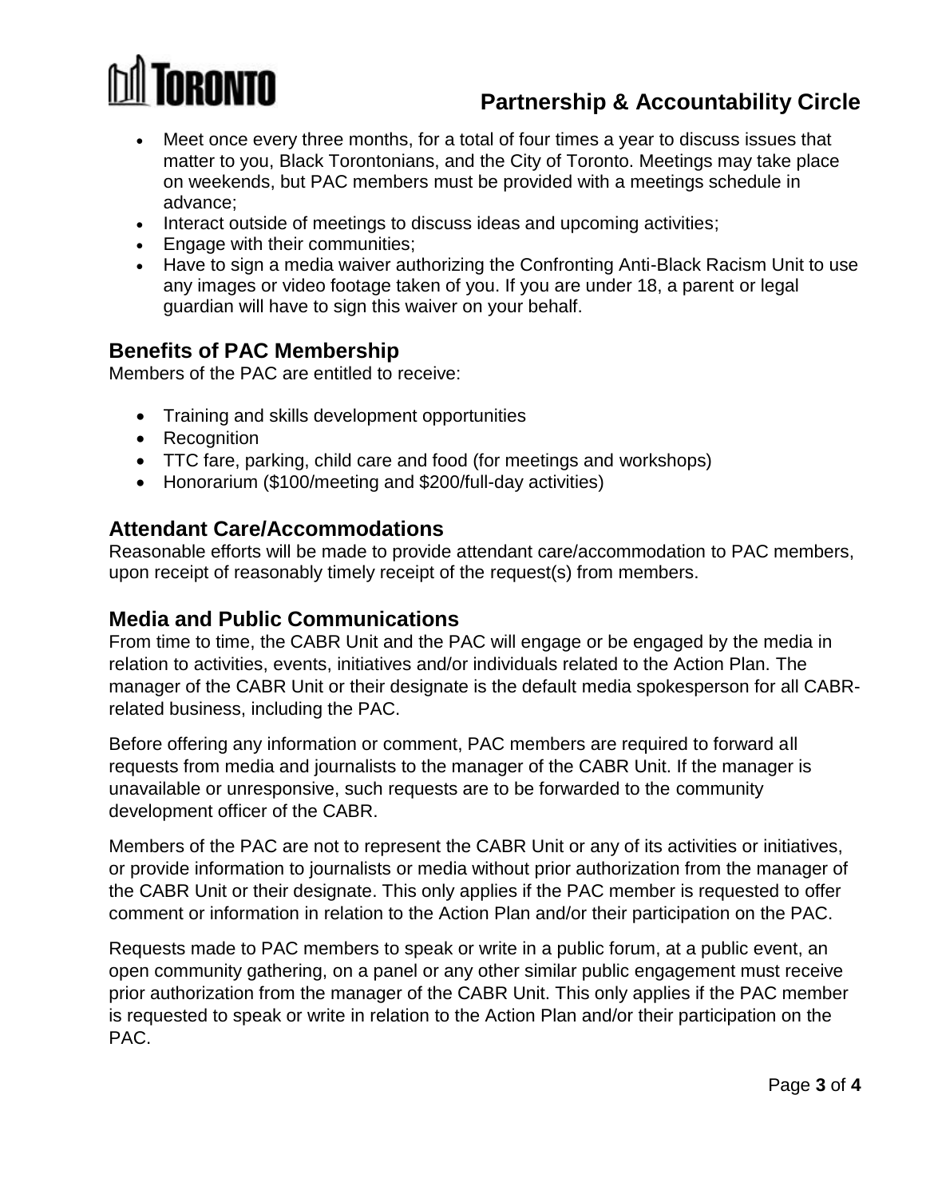- Meet once every three months, for a total of four times a year to discuss issues that matter to you, Black Torontonians, and the City of Toronto. Meetings may take place on weekends, but PAC members must be provided with a meetings schedule in advance;
- Interact outside of meetings to discuss ideas and upcoming activities;
- Engage with their communities;
- Have to sign a media waiver authorizing the Confronting Anti-Black Racism Unit to use any images or video footage taken of you. If you are under 18, a parent or legal guardian will have to sign this waiver on your behalf.

## Benefits of PAC Membership

Members of the PAC are entitled to receive:

- Training and skills development opportunities
- Recognition
- TTC fare, parking, child care and food (for meetings and workshops)
- Honorarium ($100/meeting and $200/full-day activities)

## Attendant Care/Accommodations

Reasonable efforts will be made to provide attendant care/accommodation to PAC members, upon receipt of reasonably timely receipt of the request(s) from members.

## Media and Public Communications

From time to time, the CABR Unit and the PAC will engage or be engaged by the media in relation to activities, events, initiatives and/or individuals related to the Action Plan. The manager of the CABR Unit or their designate is the default media spokesperson for all CABR-related business, including the PAC.

Before offering any information or comment, PAC members are required to forward all requests from media and journalists to the manager of the CABR Unit. If the manager is unavailable or unresponsive, such requests are to be forwarded to the community development officer of the CABR.

Members of the PAC are not to represent the CABR Unit or any of its activities or initiatives, or provide information to journalists or media without prior authorization from the manager of the CABR Unit or their designate. This only applies if the PAC member is requested to offer comment or information in relation to the Action Plan and/or their participation on the PAC.

Requests made to PAC members to speak or write in a public forum, at a public event, an open community gathering, on a panel or any other similar public engagement must receive prior authorization from the manager of the CABR Unit. This only applies if the PAC member is requested to speak or write in relation to the Action Plan and/or their participation on the PAC.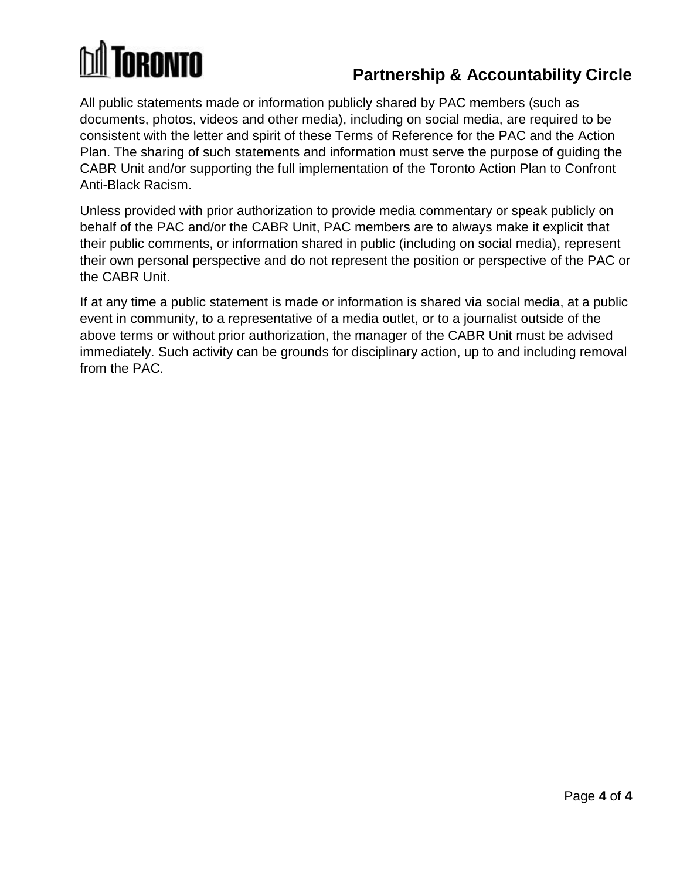All public statements made or information publicly shared by PAC members (such as documents, photos, videos and other media), including on social media, are required to be consistent with the letter and spirit of these Terms of Reference for the PAC and the Action Plan. The sharing of such statements and information must serve the purpose of guiding the CABR Unit and/or supporting the full implementation of the Toronto Action Plan to Confront Anti-Black Racism.

Unless provided with prior authorization to provide media commentary or speak publicly on behalf of the PAC and/or the CABR Unit, PAC members are to always make it explicit that their public comments, or information shared in public (including on social media), represent their own personal perspective and do not represent the position or perspective of the PAC or the CABR Unit.

If at any time a public statement is made or information is shared via social media, at a public event in community, to a representative of a media outlet, or to a journalist outside of the above terms or without prior authorization, the manager of the CABR Unit must be advised immediately. Such activity can be grounds for disciplinary action, up to and including removal from the PAC.